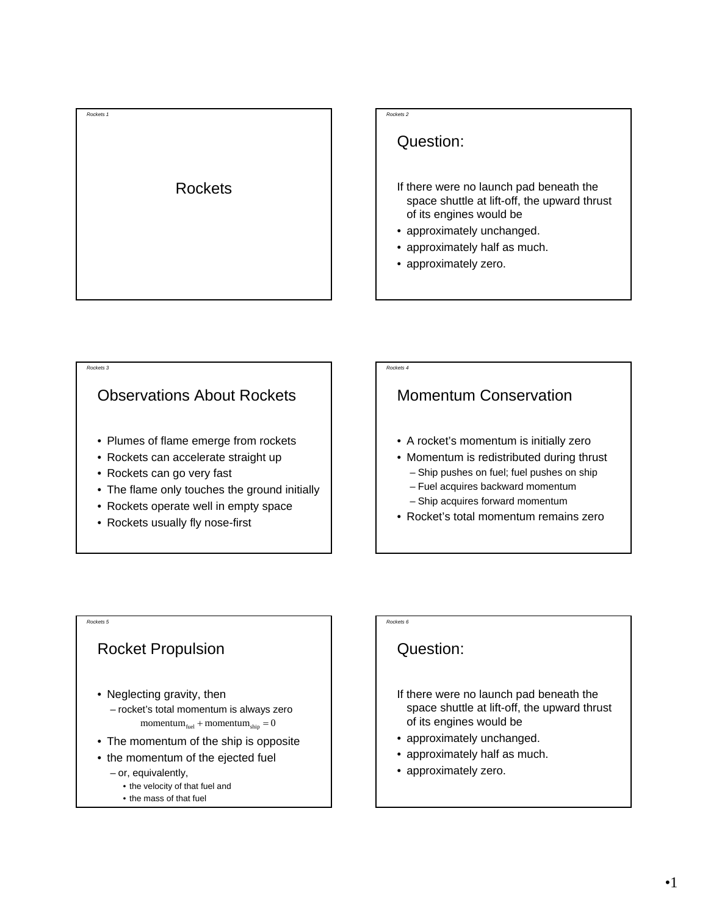# Rockets

## Question:

If there were no launch pad beneath the space shuttle at lift-off, the upward thrust of its engines would be

- approximately unchanged.
- approximately half as much.
- approximately zero.

## Observations About Rockets

- Plumes of flame emerge from rockets
- Rockets can accelerate straight up
- Rockets can go very fast
- The flame only touches the ground initially
- Rockets operate well in empty space
- Rockets usually fly nose-first

## Momentum Conservation

- A rocket's momentum is initially zero
- Momentum is redistributed during thrust
  - Ship pushes on fuel; fuel pushes on ship
  - Fuel acquires backward momentum
  - Ship acquires forward momentum
- Rocket's total momentum remains zero

## Rocket Propulsion

- Neglecting gravity, then
  - rocket's total momentum is always zero

$$\text{momentum}_{\text{fuel}} + \text{momentum}_{\text{ship}} = 0$$

- The momentum of the ship is opposite
- the momentum of the ejected fuel
  - or, equivalently,
    - the velocity of that fuel and
    - the mass of that fuel

## Question:

If there were no launch pad beneath the space shuttle at lift-off, the upward thrust of its engines would be

- approximately unchanged.
- approximately half as much.
- approximately zero.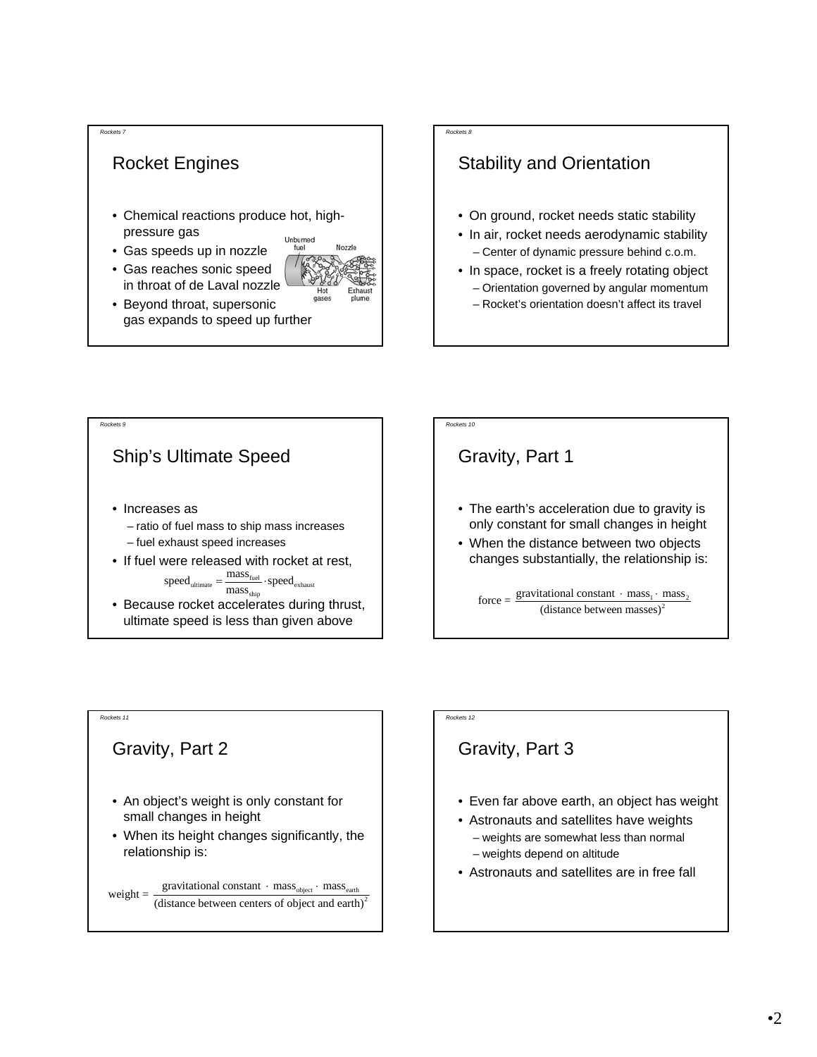## Rocket Engines

- Chemical reactions produce hot, high-pressure gas
- Gas speeds up in nozzle
- Gas reaches sonic speed in throat of de Laval nozzle
- Beyond throat, supersonic gas expands to speed up further

Unburned fuel | Nozzle | Hot gases | Exhaust plume

## Stability and Orientation

- On ground, rocket needs static stability
- In air, rocket needs aerodynamic stability
  - Center of dynamic pressure behind c.o.m.
- In space, rocket is a freely rotating object
  - Orientation governed by angular momentum
  - Rocket's orientation doesn't affect its travel

## Ship's Ultimate Speed

- Increases as
  - ratio of fuel mass to ship mass increases
  - fuel exhaust speed increases
- If fuel were released with rocket at rest,

$$\text{speed}_{\text{ultimate}} = \frac{\text{mass}_{\text{fuel}}}{\text{mass}_{\text{ship}}} \cdot \text{speed}_{\text{exhaust}}$$

- Because rocket accelerates during thrust, ultimate speed is less than given above

## Gravity, Part 1

- The earth's acceleration due to gravity is only constant for small changes in height
- When the distance between two objects changes substantially, the relationship is:

$$\text{force} = \frac{\text{gravitational constant} \cdot \text{mass}_1 \cdot \text{mass}_2}{(\text{distance between masses})^2}$$

## Gravity, Part 2

- An object's weight is only constant for small changes in height
- When its height changes significantly, the relationship is:

$$\text{weight} = \frac{\text{gravitational constant} \cdot \text{mass}_{\text{object}} \cdot \text{mass}_{\text{earth}}}{(\text{distance between centers of object and earth})^2}$$

## Gravity, Part 3

- Even far above earth, an object has weight
- Astronauts and satellites have weights
  - weights are somewhat less than normal
  - weights depend on altitude
- Astronauts and satellites are in free fall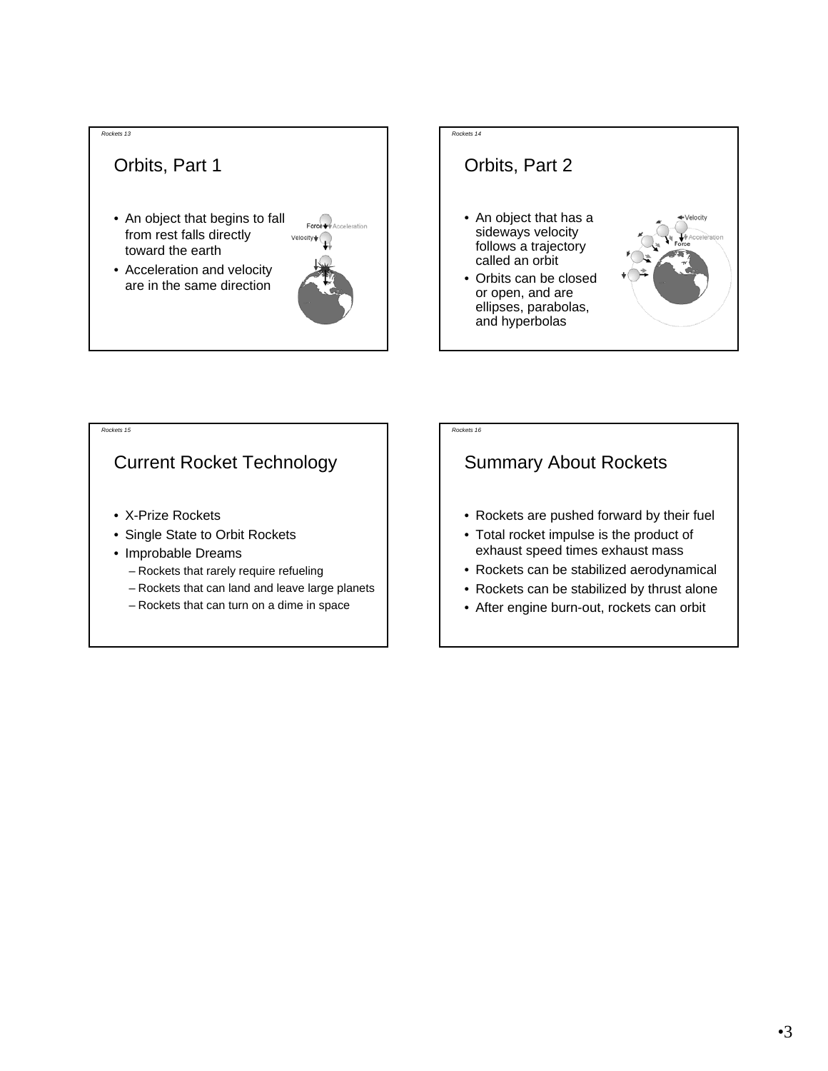*Rockets 13*

## Orbits, Part 1

- An object that begins to fall from rest falls directly toward the earth
- Acceleration and velocity are in the same direction

Force Acceleration
Velocity

*Rockets 14*

## Orbits, Part 2

- An object that has a sideways velocity follows a trajectory called an orbit
- Orbits can be closed or open, and are ellipses, parabolas, and hyperbolas

Velocity
Acceleration
Force

*Rockets 15*

## Current Rocket Technology

- X-Prize Rockets
- Single State to Orbit Rockets
- Improbable Dreams
  - Rockets that rarely require refueling
  - Rockets that can land and leave large planets
  - Rockets that can turn on a dime in space

*Rockets 16*

## Summary About Rockets

- Rockets are pushed forward by their fuel
- Total rocket impulse is the product of exhaust speed times exhaust mass
- Rockets can be stabilized aerodynamical
- Rockets can be stabilized by thrust alone
- After engine burn-out, rockets can orbit